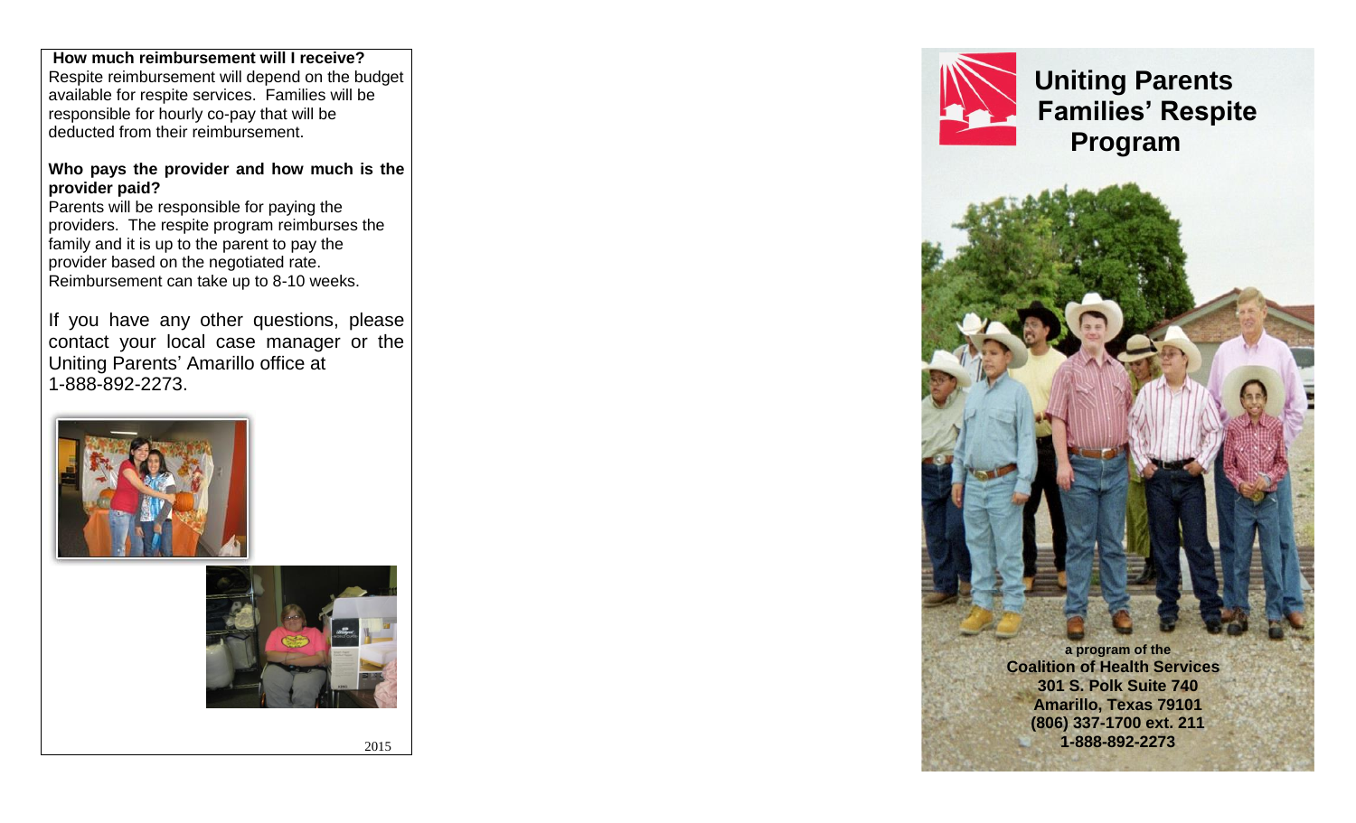**How much reimbursement will I receive?**

Respite reimbursement will depend on the budget available for respite services. Families will be responsible for hourly co-pay that will be deducted from their reimbursement.

**Who pays the provider and how much is the provider paid?**

Parents will be responsible for paying the providers. The respite program reimburses the family and it is up to the parent to pay the provider based on the negotiated rate. Reimbursement can take up to 8-10 weeks.

If you have any other questions, please contact your local case manager or the Uniting Parents' Amarillo office at 1-888-892-2273.

2015

# Uniting Parents Families' Respite Program

**a program of the**
**Coalition of Health Services**
**301 S. Polk Suite 740**
**Amarillo, Texas 79101**
**(806) 337-1700 ext. 211**
**1-888-892-2273**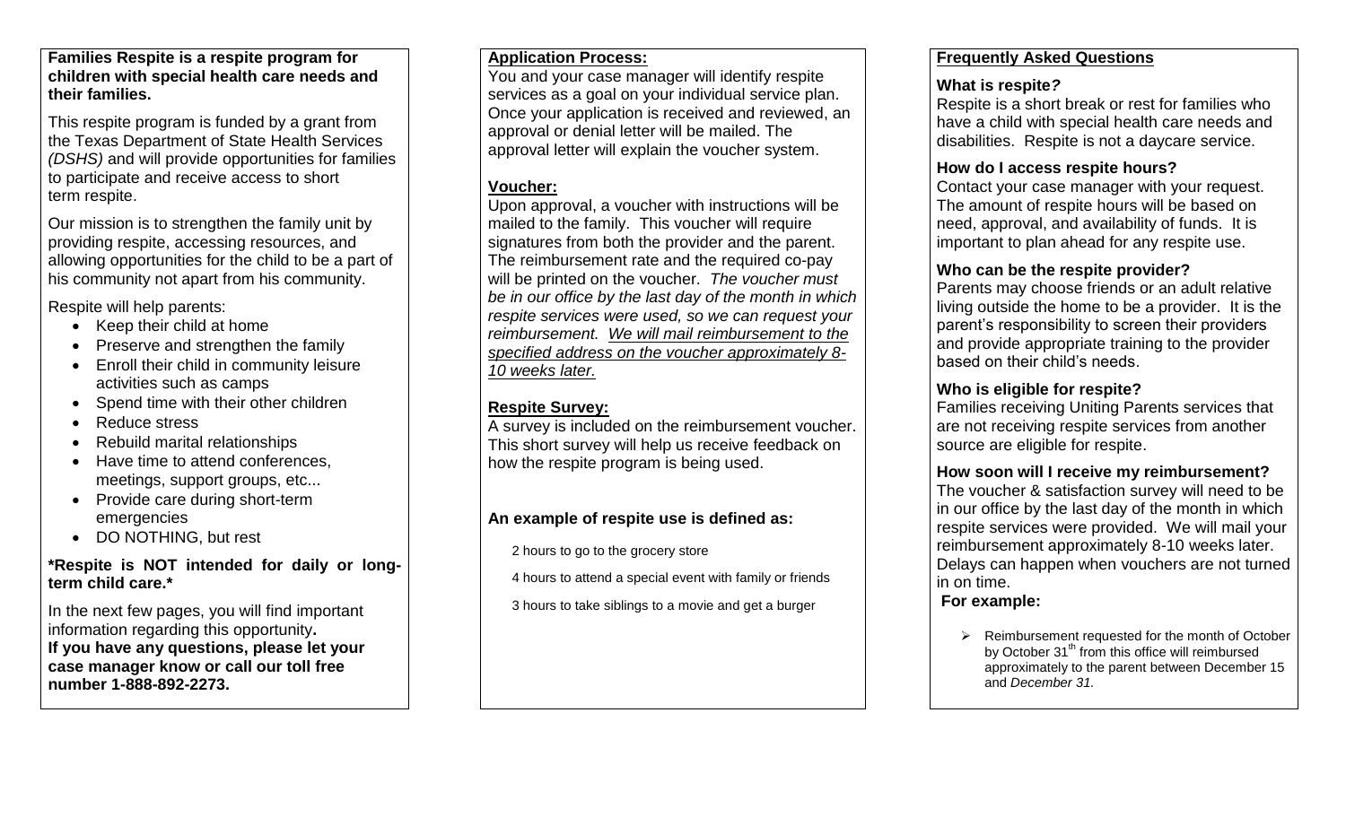**Families Respite is a respite program for children with special health care needs and their families.**

This respite program is funded by a grant from the Texas Department of State Health Services *(DSHS)* and will provide opportunities for families to participate and receive access to short term respite.

Our mission is to strengthen the family unit by providing respite, accessing resources, and allowing opportunities for the child to be a part of his community not apart from his community.

Respite will help parents:

- Keep their child at home
- Preserve and strengthen the family
- Enroll their child in community leisure activities such as camps
- Spend time with their other children
- Reduce stress
- Rebuild marital relationships
- Have time to attend conferences, meetings, support groups, etc...
- Provide care during short-term emergencies
- DO NOTHING, but rest

**\*Respite is NOT intended for daily or long-term child care.\***

In the next few pages, you will find important information regarding this opportunity**.**
**If you have any questions, please let your case manager know or call our toll free number 1-888-892-2273.**

**Application Process:**

You and your case manager will identify respite services as a goal on your individual service plan. Once your application is received and reviewed, an approval or denial letter will be mailed. The approval letter will explain the voucher system.

**Voucher:**

Upon approval, a voucher with instructions will be mailed to the family. This voucher will require signatures from both the provider and the parent. The reimbursement rate and the required co-pay will be printed on the voucher. *The voucher must be in our office by the last day of the month in which respite services were used, so we can request your reimbursement. We will mail reimbursement to the specified address on the voucher approximately 8-10 weeks later.*

**Respite Survey:**

A survey is included on the reimbursement voucher. This short survey will help us receive feedback on how the respite program is being used.

**An example of respite use is defined as:**

2 hours to go to the grocery store

4 hours to attend a special event with family or friends

3 hours to take siblings to a movie and get a burger

**Frequently Asked Questions**

**What is respite?**
Respite is a short break or rest for families who have a child with special health care needs and disabilities. Respite is not a daycare service.

**How do I access respite hours?**
Contact your case manager with your request. The amount of respite hours will be based on need, approval, and availability of funds. It is important to plan ahead for any respite use.

**Who can be the respite provider?**
Parents may choose friends or an adult relative living outside the home to be a provider. It is the parent's responsibility to screen their providers and provide appropriate training to the provider based on their child's needs.

**Who is eligible for respite?**
Families receiving Uniting Parents services that are not receiving respite services from another source are eligible for respite.

**How soon will I receive my reimbursement?**
The voucher & satisfaction survey will need to be in our office by the last day of the month in which respite services were provided. We will mail your reimbursement approximately 8-10 weeks later. Delays can happen when vouchers are not turned in on time.

**For example:**

- Reimbursement requested for the month of October by October 31st from this office will reimbursed approximately to the parent between December 15 and *December 31.*